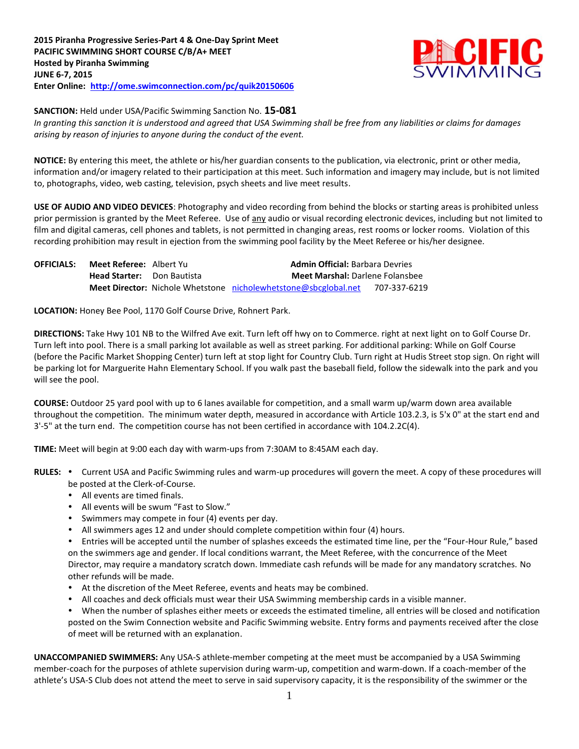**2015 Piranha Progressive Series-Part 4 & One-Day Sprint Meet**
**PACIFIC SWIMMING SHORT COURSE C/B/A+ MEET**
**Hosted by Piranha Swimming**
**JUNE 6-7, 2015**
**Enter Online: http://ome.swimconnection.com/pc/quik20150606**

**SANCTION:** Held under USA/Pacific Swimming Sanction No. **15-081**
*In granting this sanction it is understood and agreed that USA Swimming shall be free from any liabilities or claims for damages arising by reason of injuries to anyone during the conduct of the event.*

**NOTICE:** By entering this meet, the athlete or his/her guardian consents to the publication, via electronic, print or other media, information and/or imagery related to their participation at this meet. Such information and imagery may include, but is not limited to, photographs, video, web casting, television, psych sheets and live meet results.

**USE OF AUDIO AND VIDEO DEVICES**: Photography and video recording from behind the blocks or starting areas is prohibited unless prior permission is granted by the Meet Referee. Use of any audio or visual recording electronic devices, including but not limited to film and digital cameras, cell phones and tablets, is not permitted in changing areas, rest rooms or locker rooms. Violation of this recording prohibition may result in ejection from the swimming pool facility by the Meet Referee or his/her designee.

**OFFICIALS:**
**Meet Referee:** Albert Yu
**Admin Official:** Barbara Devries
**Head Starter:** Don Bautista
**Meet Marshal:** Darlene Folansbee
**Meet Director:** Nichole Whetstone nicholewhetstone@sbcglobal.net 707-337-6219

**LOCATION:** Honey Bee Pool, 1170 Golf Course Drive, Rohnert Park.

**DIRECTIONS:** Take Hwy 101 NB to the Wilfred Ave exit. Turn left off hwy on to Commerce. right at next light on to Golf Course Dr. Turn left into pool. There is a small parking lot available as well as street parking. For additional parking: While on Golf Course (before the Pacific Market Shopping Center) turn left at stop light for Country Club. Turn right at Hudis Street stop sign. On right will be parking lot for Marguerite Hahn Elementary School. If you walk past the baseball field, follow the sidewalk into the park and you will see the pool.

**COURSE:** Outdoor 25 yard pool with up to 6 lanes available for competition, and a small warm up/warm down area available throughout the competition. The minimum water depth, measured in accordance with Article 103.2.3, is 5'x 0" at the start end and 3'-5" at the turn end. The competition course has not been certified in accordance with 104.2.2C(4).

**TIME:** Meet will begin at 9:00 each day with warm-ups from 7:30AM to 8:45AM each day.

**RULES:**
- Current USA and Pacific Swimming rules and warm-up procedures will govern the meet. A copy of these procedures will be posted at the Clerk-of-Course.
- All events are timed finals.
- All events will be swum "Fast to Slow."
- Swimmers may compete in four (4) events per day.
- All swimmers ages 12 and under should complete competition within four (4) hours.
- Entries will be accepted until the number of splashes exceeds the estimated time line, per the "Four-Hour Rule," based on the swimmers age and gender. If local conditions warrant, the Meet Referee, with the concurrence of the Meet Director, may require a mandatory scratch down. Immediate cash refunds will be made for any mandatory scratches. No other refunds will be made.
- At the discretion of the Meet Referee, events and heats may be combined.
- All coaches and deck officials must wear their USA Swimming membership cards in a visible manner.
- When the number of splashes either meets or exceeds the estimated timeline, all entries will be closed and notification posted on the Swim Connection website and Pacific Swimming website. Entry forms and payments received after the close of meet will be returned with an explanation.

**UNACCOMPANIED SWIMMERS:** Any USA-S athlete-member competing at the meet must be accompanied by a USA Swimming member-coach for the purposes of athlete supervision during warm-up, competition and warm-down. If a coach-member of the athlete's USA-S Club does not attend the meet to serve in said supervisory capacity, it is the responsibility of the swimmer or the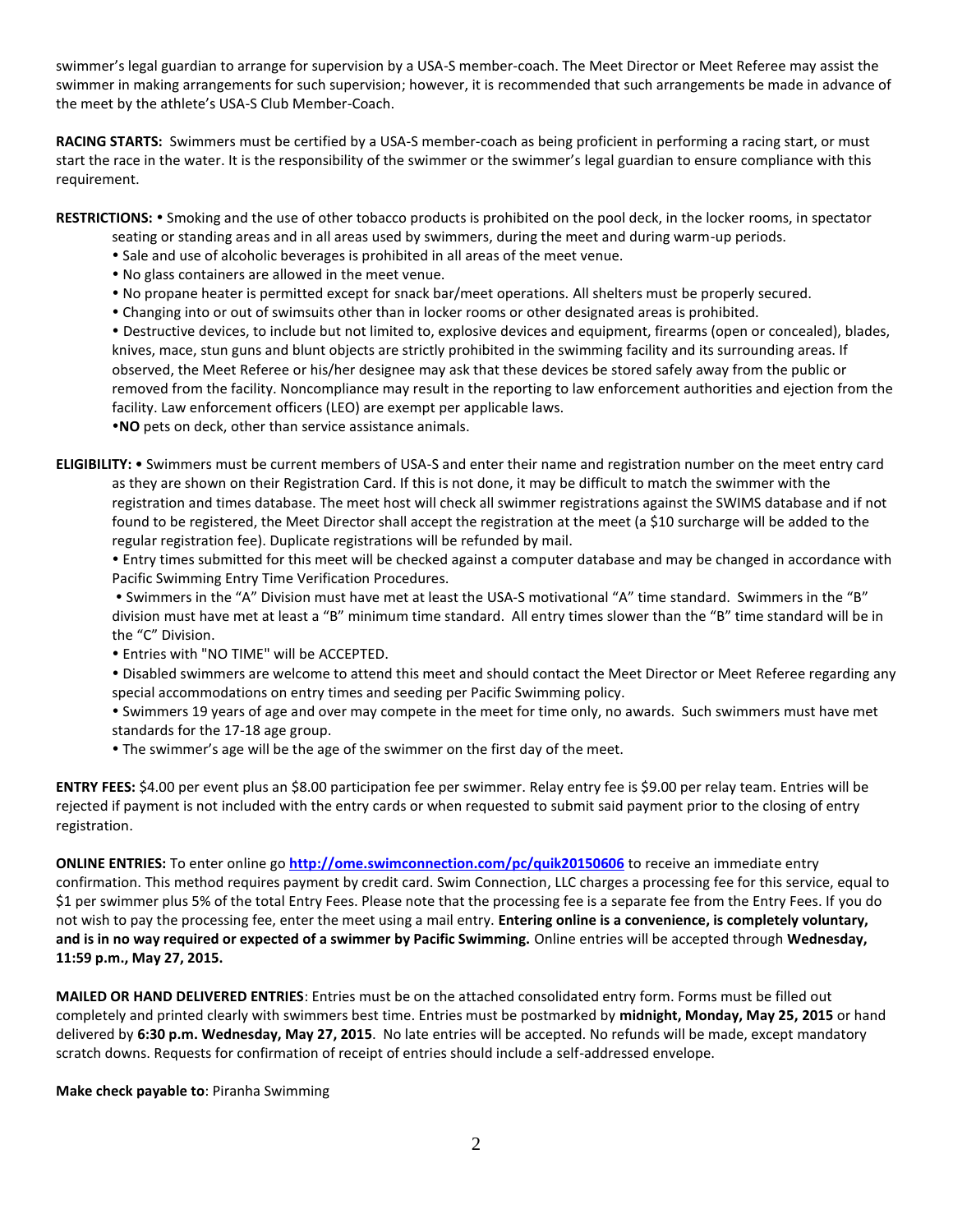swimmer's legal guardian to arrange for supervision by a USA-S member-coach. The Meet Director or Meet Referee may assist the swimmer in making arrangements for such supervision; however, it is recommended that such arrangements be made in advance of the meet by the athlete's USA-S Club Member-Coach.

**RACING STARTS:** Swimmers must be certified by a USA-S member-coach as being proficient in performing a racing start, or must start the race in the water. It is the responsibility of the swimmer or the swimmer's legal guardian to ensure compliance with this requirement.

**RESTRICTIONS:** • Smoking and the use of other tobacco products is prohibited on the pool deck, in the locker rooms, in spectator seating or standing areas and in all areas used by swimmers, during the meet and during warm-up periods.

- Sale and use of alcoholic beverages is prohibited in all areas of the meet venue.
- No glass containers are allowed in the meet venue.
- No propane heater is permitted except for snack bar/meet operations. All shelters must be properly secured.
- Changing into or out of swimsuits other than in locker rooms or other designated areas is prohibited.
- Destructive devices, to include but not limited to, explosive devices and equipment, firearms (open or concealed), blades, knives, mace, stun guns and blunt objects are strictly prohibited in the swimming facility and its surrounding areas. If observed, the Meet Referee or his/her designee may ask that these devices be stored safely away from the public or removed from the facility. Noncompliance may result in the reporting to law enforcement authorities and ejection from the facility. Law enforcement officers (LEO) are exempt per applicable laws.
- **NO** pets on deck, other than service assistance animals.

**ELIGIBILITY:** • Swimmers must be current members of USA-S and enter their name and registration number on the meet entry card as they are shown on their Registration Card. If this is not done, it may be difficult to match the swimmer with the registration and times database. The meet host will check all swimmer registrations against the SWIMS database and if not found to be registered, the Meet Director shall accept the registration at the meet (a $10 surcharge will be added to the regular registration fee). Duplicate registrations will be refunded by mail.

- Entry times submitted for this meet will be checked against a computer database and may be changed in accordance with Pacific Swimming Entry Time Verification Procedures.
- Swimmers in the "A" Division must have met at least the USA-S motivational "A" time standard. Swimmers in the "B" division must have met at least a "B" minimum time standard. All entry times slower than the "B" time standard will be in the "C" Division.
- Entries with "NO TIME" will be ACCEPTED.
- Disabled swimmers are welcome to attend this meet and should contact the Meet Director or Meet Referee regarding any special accommodations on entry times and seeding per Pacific Swimming policy.
- Swimmers 19 years of age and over may compete in the meet for time only, no awards. Such swimmers must have met standards for the 17-18 age group.
- The swimmer's age will be the age of the swimmer on the first day of the meet.

**ENTRY FEES:** $4.00 per event plus an $8.00 participation fee per swimmer. Relay entry fee is $9.00 per relay team. Entries will be rejected if payment is not included with the entry cards or when requested to submit said payment prior to the closing of entry registration.

**ONLINE ENTRIES:** To enter online go **http://ome.swimconnection.com/pc/quik20150606** to receive an immediate entry confirmation. This method requires payment by credit card. Swim Connection, LLC charges a processing fee for this service, equal to $1 per swimmer plus 5% of the total Entry Fees. Please note that the processing fee is a separate fee from the Entry Fees. If you do not wish to pay the processing fee, enter the meet using a mail entry. **Entering online is a convenience, is completely voluntary, and is in no way required or expected of a swimmer by Pacific Swimming.** Online entries will be accepted through **Wednesday, 11:59 p.m., May 27, 2015.**

**MAILED OR HAND DELIVERED ENTRIES**: Entries must be on the attached consolidated entry form. Forms must be filled out completely and printed clearly with swimmers best time. Entries must be postmarked by **midnight, Monday, May 25, 2015** or hand delivered by **6:30 p.m. Wednesday, May 27, 2015**. No late entries will be accepted. No refunds will be made, except mandatory scratch downs. Requests for confirmation of receipt of entries should include a self-addressed envelope.

**Make check payable to**: Piranha Swimming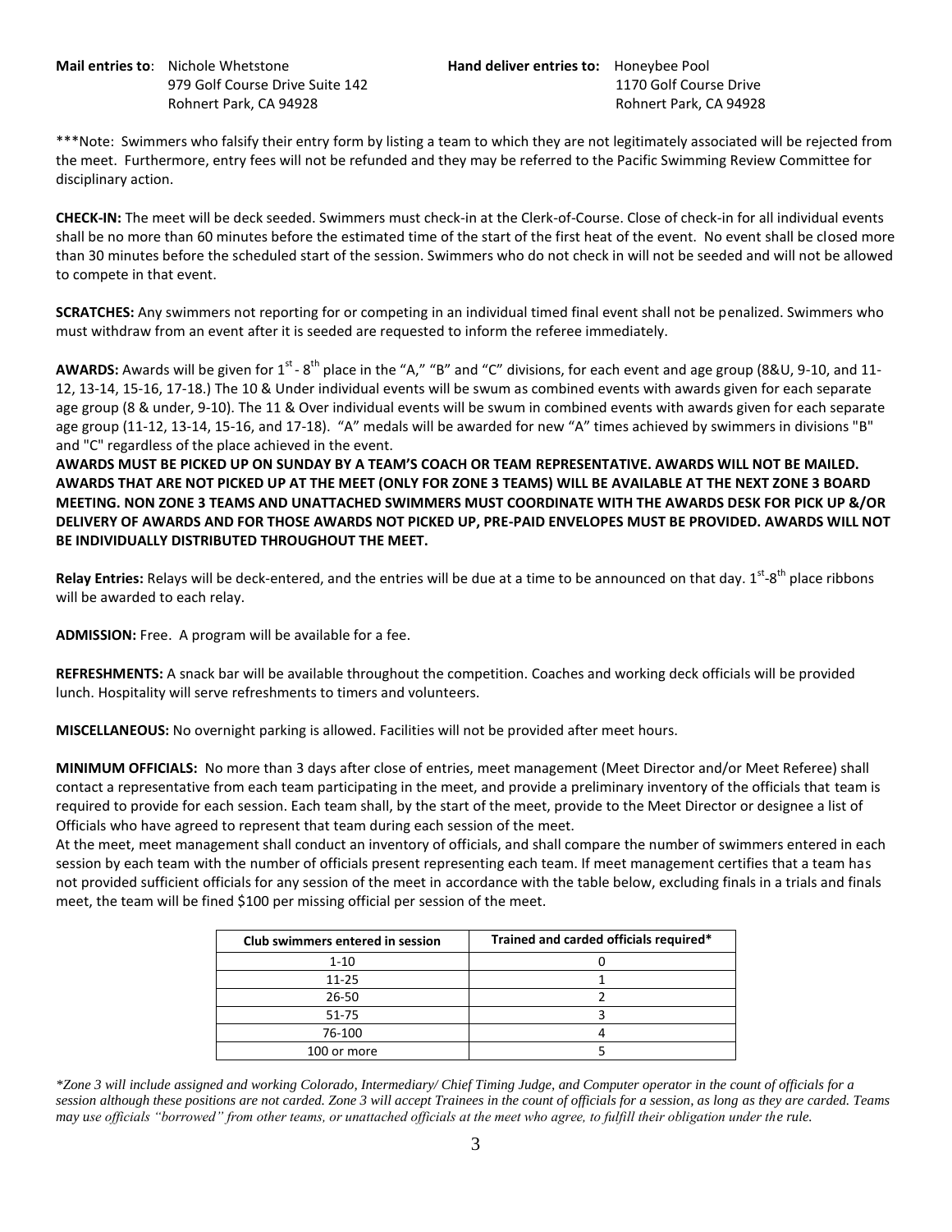**Mail entries to**: Nichole Whetstone
979 Golf Course Drive Suite 142
Rohnert Park, CA 94928

**Hand deliver entries to:** Honeybee Pool
1170 Golf Course Drive
Rohnert Park, CA 94928

***Note: Swimmers who falsify their entry form by listing a team to which they are not legitimately associated will be rejected from the meet. Furthermore, entry fees will not be refunded and they may be referred to the Pacific Swimming Review Committee for disciplinary action.

**CHECK-IN:** The meet will be deck seeded. Swimmers must check-in at the Clerk-of-Course. Close of check-in for all individual events shall be no more than 60 minutes before the estimated time of the start of the first heat of the event. No event shall be closed more than 30 minutes before the scheduled start of the session. Swimmers who do not check in will not be seeded and will not be allowed to compete in that event.

**SCRATCHES:** Any swimmers not reporting for or competing in an individual timed final event shall not be penalized. Swimmers who must withdraw from an event after it is seeded are requested to inform the referee immediately.

**AWARDS:** Awards will be given for 1st - 8th place in the "A," "B" and "C" divisions, for each event and age group (8&U, 9-10, and 11-12, 13-14, 15-16, 17-18.) The 10 & Under individual events will be swum as combined events with awards given for each separate age group (8 & under, 9-10). The 11 & Over individual events will be swum in combined events with awards given for each separate age group (11-12, 13-14, 15-16, and 17-18). "A" medals will be awarded for new "A" times achieved by swimmers in divisions "B" and "C" regardless of the place achieved in the event.

**AWARDS MUST BE PICKED UP ON SUNDAY BY A TEAM'S COACH OR TEAM REPRESENTATIVE. AWARDS WILL NOT BE MAILED. AWARDS THAT ARE NOT PICKED UP AT THE MEET (ONLY FOR ZONE 3 TEAMS) WILL BE AVAILABLE AT THE NEXT ZONE 3 BOARD MEETING. NON ZONE 3 TEAMS AND UNATTACHED SWIMMERS MUST COORDINATE WITH THE AWARDS DESK FOR PICK UP &/OR DELIVERY OF AWARDS AND FOR THOSE AWARDS NOT PICKED UP, PRE-PAID ENVELOPES MUST BE PROVIDED. AWARDS WILL NOT BE INDIVIDUALLY DISTRIBUTED THROUGHOUT THE MEET.**

**Relay Entries:** Relays will be deck-entered, and the entries will be due at a time to be announced on that day. 1st-8th place ribbons will be awarded to each relay.

**ADMISSION:** Free. A program will be available for a fee.

**REFRESHMENTS:** A snack bar will be available throughout the competition. Coaches and working deck officials will be provided lunch. Hospitality will serve refreshments to timers and volunteers.

**MISCELLANEOUS:** No overnight parking is allowed. Facilities will not be provided after meet hours.

**MINIMUM OFFICIALS:** No more than 3 days after close of entries, meet management (Meet Director and/or Meet Referee) shall contact a representative from each team participating in the meet, and provide a preliminary inventory of the officials that team is required to provide for each session. Each team shall, by the start of the meet, provide to the Meet Director or designee a list of Officials who have agreed to represent that team during each session of the meet.

At the meet, meet management shall conduct an inventory of officials, and shall compare the number of swimmers entered in each session by each team with the number of officials present representing each team. If meet management certifies that a team has not provided sufficient officials for any session of the meet in accordance with the table below, excluding finals in a trials and finals meet, the team will be fined $100 per missing official per session of the meet.

| Club swimmers entered in session | Trained and carded officials required* |
|---|---|
| 1-10 | 0 |
| 11-25 | 1 |
| 26-50 | 2 |
| 51-75 | 3 |
| 76-100 | 4 |
| 100 or more | 5 |

*\*Zone 3 will include assigned and working Colorado, Intermediary/ Chief Timing Judge, and Computer operator in the count of officials for a session although these positions are not carded. Zone 3 will accept Trainees in the count of officials for a session, as long as they are carded. Teams may use officials "borrowed" from other teams, or unattached officials at the meet who agree, to fulfill their obligation under the rule.*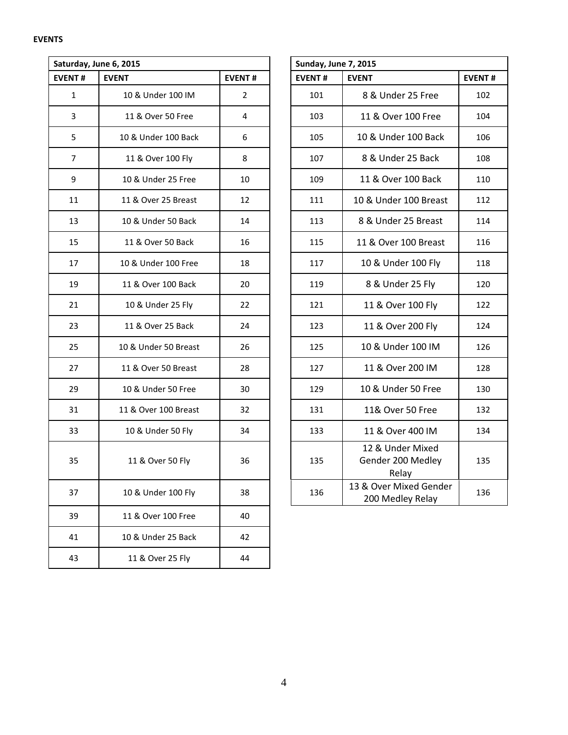**EVENTS**

| Saturday, June 6, 2015 | | |
|---|---|---|
| EVENT # | EVENT | EVENT # |
| 1 | 10 & Under 100 IM | 2 |
| 3 | 11 & Over 50 Free | 4 |
| 5 | 10 & Under 100 Back | 6 |
| 7 | 11 & Over 100 Fly | 8 |
| 9 | 10 & Under 25 Free | 10 |
| 11 | 11 & Over 25 Breast | 12 |
| 13 | 10 & Under 50 Back | 14 |
| 15 | 11 & Over 50 Back | 16 |
| 17 | 10 & Under 100 Free | 18 |
| 19 | 11 & Over 100 Back | 20 |
| 21 | 10 & Under 25 Fly | 22 |
| 23 | 11 & Over 25 Back | 24 |
| 25 | 10 & Under 50 Breast | 26 |
| 27 | 11 & Over 50 Breast | 28 |
| 29 | 10 & Under 50 Free | 30 |
| 31 | 11 & Over 100 Breast | 32 |
| 33 | 10 & Under 50 Fly | 34 |
| 35 | 11 & Over 50 Fly | 36 |
| 37 | 10 & Under 100 Fly | 38 |
| 39 | 11 & Over 100 Free | 40 |
| 41 | 10 & Under 25 Back | 42 |
| 43 | 11 & Over 25 Fly | 44 |

| Sunday, June 7, 2015 | | |
|---|---|---|
| EVENT # | EVENT | EVENT # |
| 101 | 8 & Under 25 Free | 102 |
| 103 | 11 & Over 100 Free | 104 |
| 105 | 10 & Under 100 Back | 106 |
| 107 | 8 & Under 25 Back | 108 |
| 109 | 11 & Over 100 Back | 110 |
| 111 | 10 & Under 100 Breast | 112 |
| 113 | 8 & Under 25 Breast | 114 |
| 115 | 11 & Over 100 Breast | 116 |
| 117 | 10 & Under 100 Fly | 118 |
| 119 | 8 & Under 25 Fly | 120 |
| 121 | 11 & Over 100 Fly | 122 |
| 123 | 11 & Over 200 Fly | 124 |
| 125 | 10 & Under 100 IM | 126 |
| 127 | 11 & Over 200 IM | 128 |
| 129 | 10 & Under 50 Free | 130 |
| 131 | 11& Over 50 Free | 132 |
| 133 | 11 & Over 400 IM | 134 |
| 135 | 12 & Under Mixed Gender 200 Medley Relay | 135 |
| 136 | 13 & Over Mixed Gender 200 Medley Relay | 136 |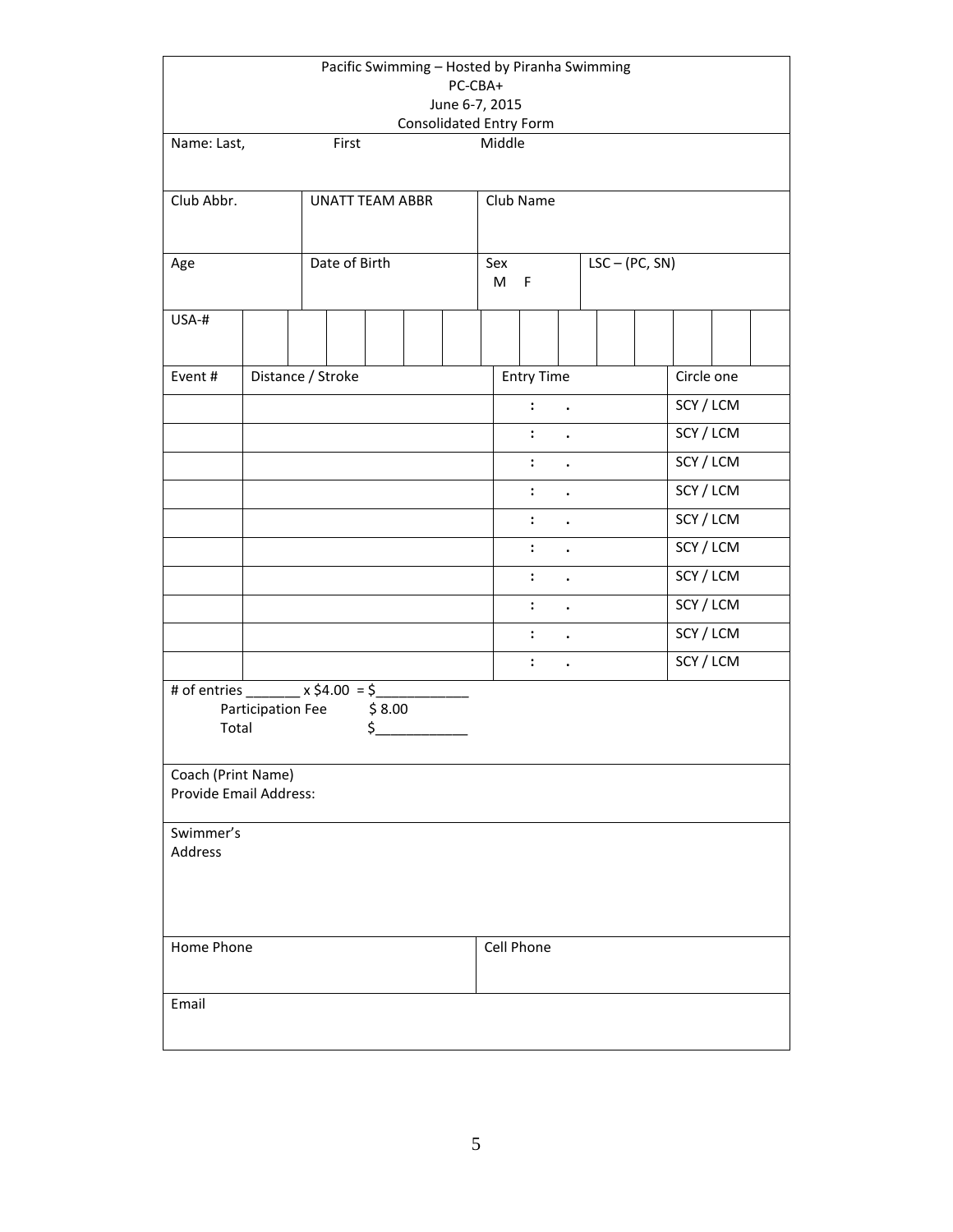Pacific Swimming – Hosted by Piranha Swimming
PC-CBA+
June 6-7, 2015
Consolidated Entry Form

| | | | |
|---|---|---|---|
| Name: Last, First Middle | | | |
| Club Abbr. | UNATT TEAM ABBR | Club Name | |
| Age | Date of Birth | Sex M F | LSC – (PC, SN) |

| | | | | | | | | | | | | | |
|---|---|---|---|---|---|---|---|---|---|---|---|---|---|
| USA-# | | | | | | | | | | | | | |

| Event # | Distance / Stroke | Entry Time | Circle one |
|---|---|---|---|
| | | : . | SCY / LCM |
| | | : . | SCY / LCM |
| | | : . | SCY / LCM |
| | | : . | SCY / LCM |
| | | : . | SCY / LCM |
| | | : . | SCY / LCM |
| | | : . | SCY / LCM |
| | | : . | SCY / LCM |
| | | : . | SCY / LCM |
| | | : . | SCY / LCM |

# of entries _______ x $4.00 = $____________
Participation Fee $ 8.00
Total $____________

Coach (Print Name)
Provide Email Address:

Swimmer's
Address

| | |
|---|---|
| Home Phone | Cell Phone |

Email